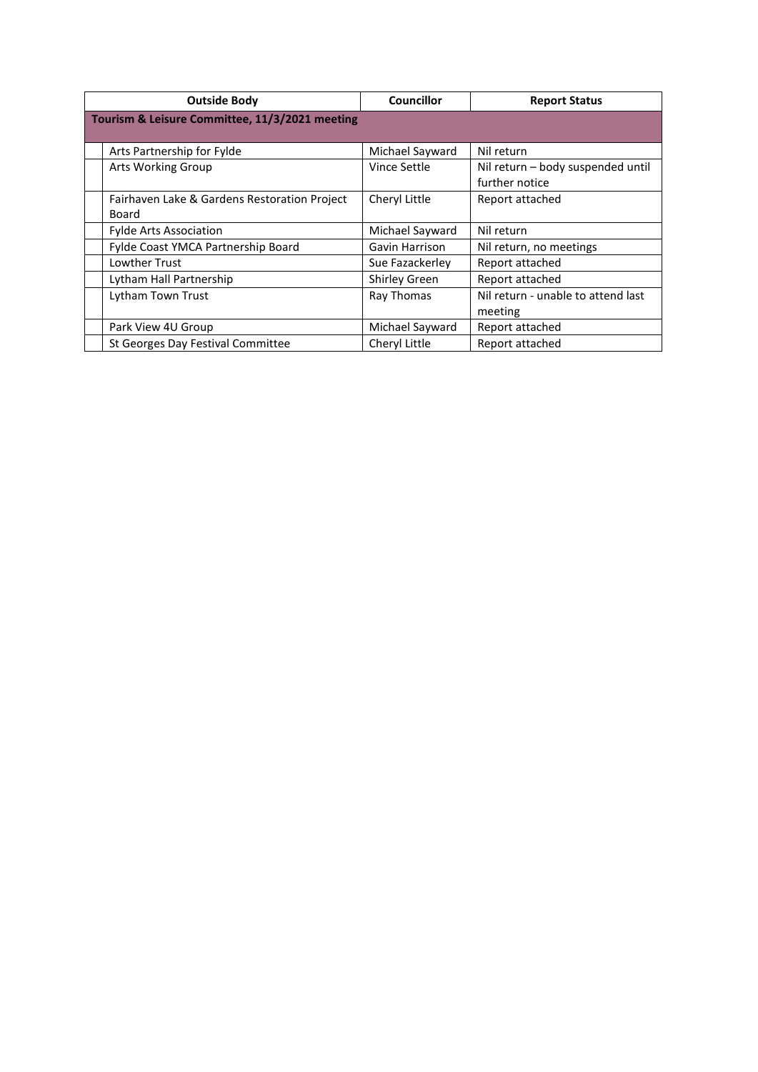| Outside Body | Councillor | Report Status |
|---|---|---|
| **Tourism & Leisure Committee, 11/3/2021 meeting** | | |
| Arts Partnership for Fylde | Michael Sayward | Nil return |
| Arts Working Group | Vince Settle | Nil return – body suspended until further notice |
| Fairhaven Lake & Gardens Restoration Project Board | Cheryl Little | Report attached |
| Fylde Arts Association | Michael Sayward | Nil return |
| Fylde Coast YMCA Partnership Board | Gavin Harrison | Nil return, no meetings |
| Lowther Trust | Sue Fazackerley | Report attached |
| Lytham Hall Partnership | Shirley Green | Report attached |
| Lytham Town Trust | Ray Thomas | Nil return - unable to attend last meeting |
| Park View 4U Group | Michael Sayward | Report attached |
| St Georges Day Festival Committee | Cheryl Little | Report attached |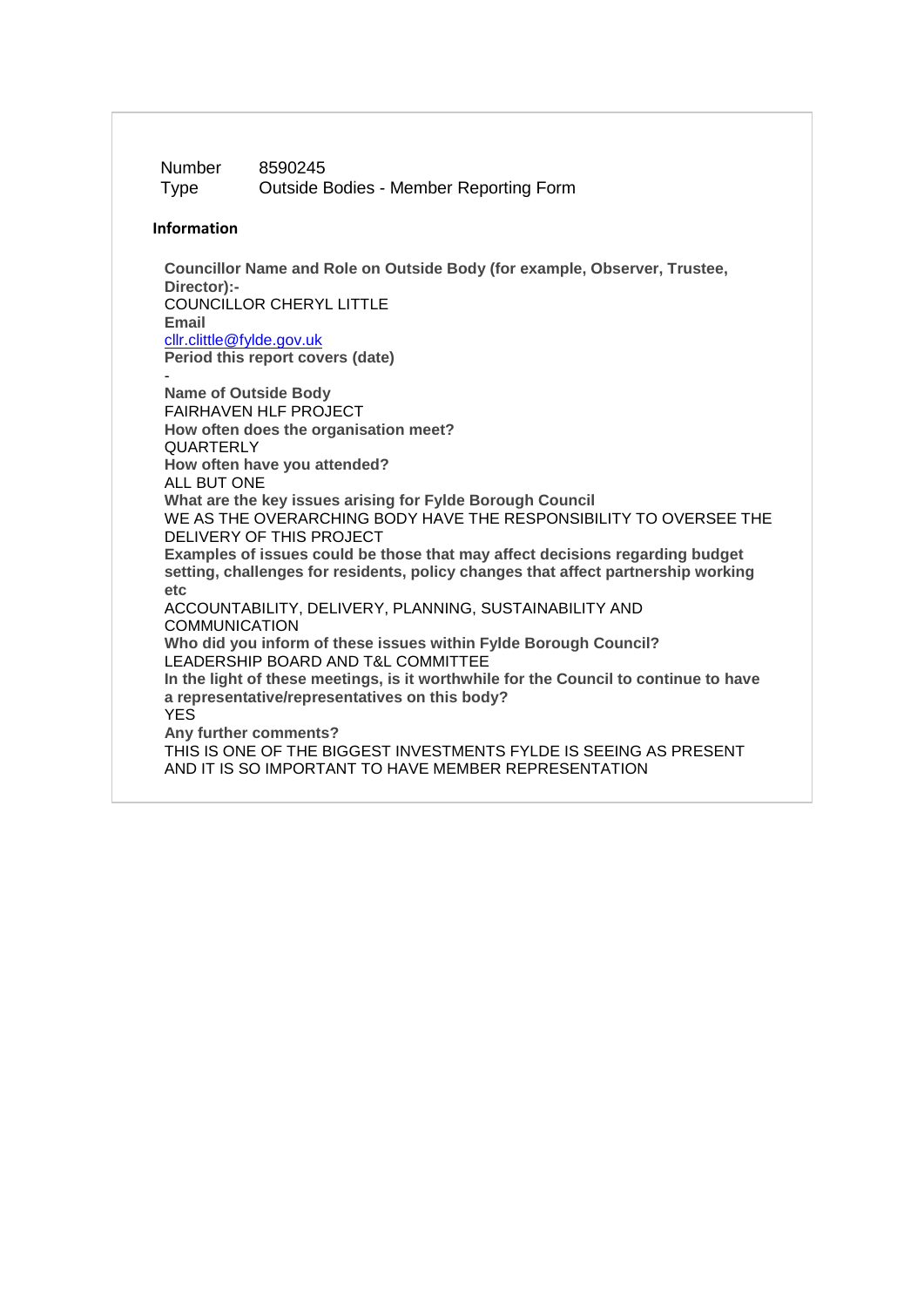| | |
|---|---|
| Number | 8590245 |
| Type | Outside Bodies - Member Reporting Form |

**Information**

**Councillor Name and Role on Outside Body (for example, Observer, Trustee, Director):-**
COUNCILLOR CHERYL LITTLE
**Email**
cllr.clittle@fylde.gov.uk
**Period this report covers (date)**
-
**Name of Outside Body**
FAIRHAVEN HLF PROJECT
**How often does the organisation meet?**
QUARTERLY
**How often have you attended?**
ALL BUT ONE
**What are the key issues arising for Fylde Borough Council**
WE AS THE OVERARCHING BODY HAVE THE RESPONSIBILITY TO OVERSEE THE DELIVERY OF THIS PROJECT
**Examples of issues could be those that may affect decisions regarding budget setting, challenges for residents, policy changes that affect partnership working etc**
ACCOUNTABILITY, DELIVERY, PLANNING, SUSTAINABILITY AND COMMUNICATION
**Who did you inform of these issues within Fylde Borough Council?**
LEADERSHIP BOARD AND T&L COMMITTEE
**In the light of these meetings, is it worthwhile for the Council to continue to have a representative/representatives on this body?**
YES
**Any further comments?**
THIS IS ONE OF THE BIGGEST INVESTMENTS FYLDE IS SEEING AS PRESENT AND IT IS SO IMPORTANT TO HAVE MEMBER REPRESENTATION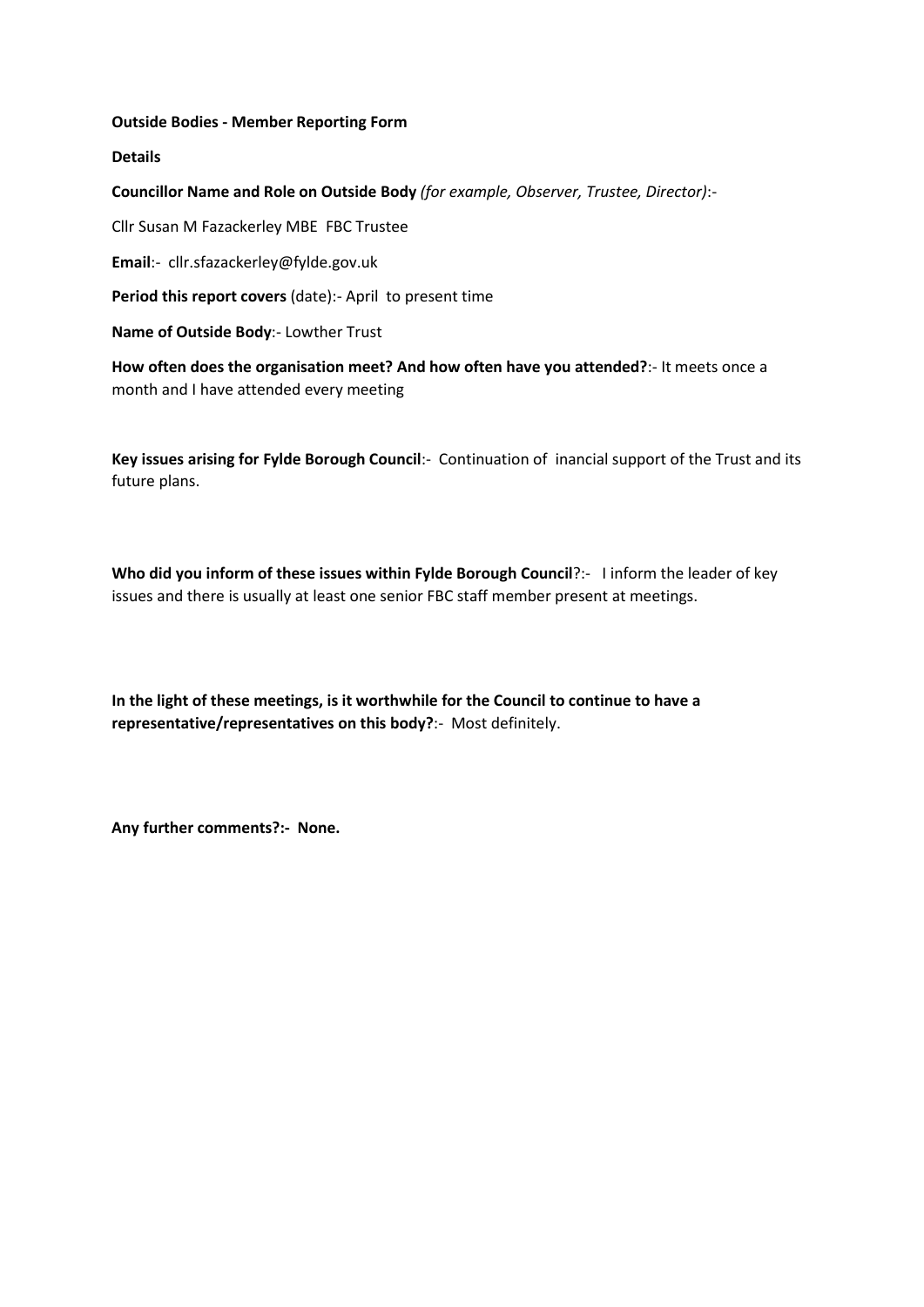**Outside Bodies - Member Reporting Form**

**Details**

**Councillor Name and Role on Outside Body** *(for example, Observer, Trustee, Director)*:-

Cllr Susan M Fazackerley MBE FBC Trustee

**Email**:- cllr.sfazackerley@fylde.gov.uk

**Period this report covers** (date):- April to present time

**Name of Outside Body**:- Lowther Trust

**How often does the organisation meet? And how often have you attended?**:- It meets once a month and I have attended every meeting

**Key issues arising for Fylde Borough Council**:- Continuation of inancial support of the Trust and its future plans.

**Who did you inform of these issues within Fylde Borough Council**?:- I inform the leader of key issues and there is usually at least one senior FBC staff member present at meetings.

**In the light of these meetings, is it worthwhile for the Council to continue to have a representative/representatives on this body?**:- Most definitely.

**Any further comments?:- None.**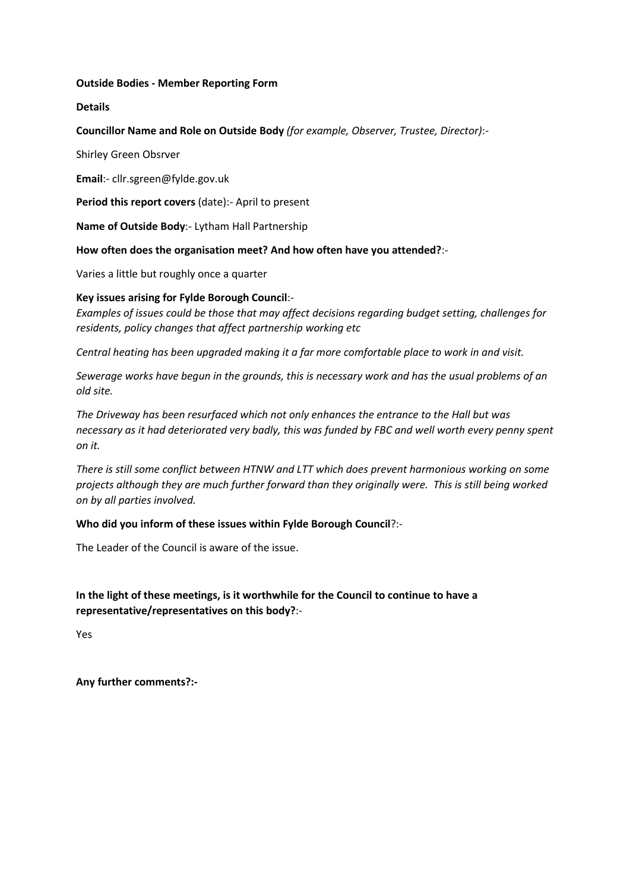**Outside Bodies - Member Reporting Form**

**Details**

**Councillor Name and Role on Outside Body** *(for example, Observer, Trustee, Director)*:-

Shirley Green Obsrver

**Email**:- cllr.sgreen@fylde.gov.uk

**Period this report covers** (date):- April to present

**Name of Outside Body**:- Lytham Hall Partnership

**How often does the organisation meet? And how often have you attended?**:-

Varies a little but roughly once a quarter

**Key issues arising for Fylde Borough Council**:-

*Examples of issues could be those that may affect decisions regarding budget setting, challenges for residents, policy changes that affect partnership working etc*

*Central heating has been upgraded making it a far more comfortable place to work in and visit.*

*Sewerage works have begun in the grounds, this is necessary work and has the usual problems of an old site.*

*The Driveway has been resurfaced which not only enhances the entrance to the Hall but was necessary as it had deteriorated very badly, this was funded by FBC and well worth every penny spent on it.*

*There is still some conflict between HTNW and LTT which does prevent harmonious working on some projects although they are much further forward than they originally were. This is still being worked on by all parties involved.*

**Who did you inform of these issues within Fylde Borough Council**?:-

The Leader of the Council is aware of the issue.

**In the light of these meetings, is it worthwhile for the Council to continue to have a representative/representatives on this body?**:-

Yes

**Any further comments?:-**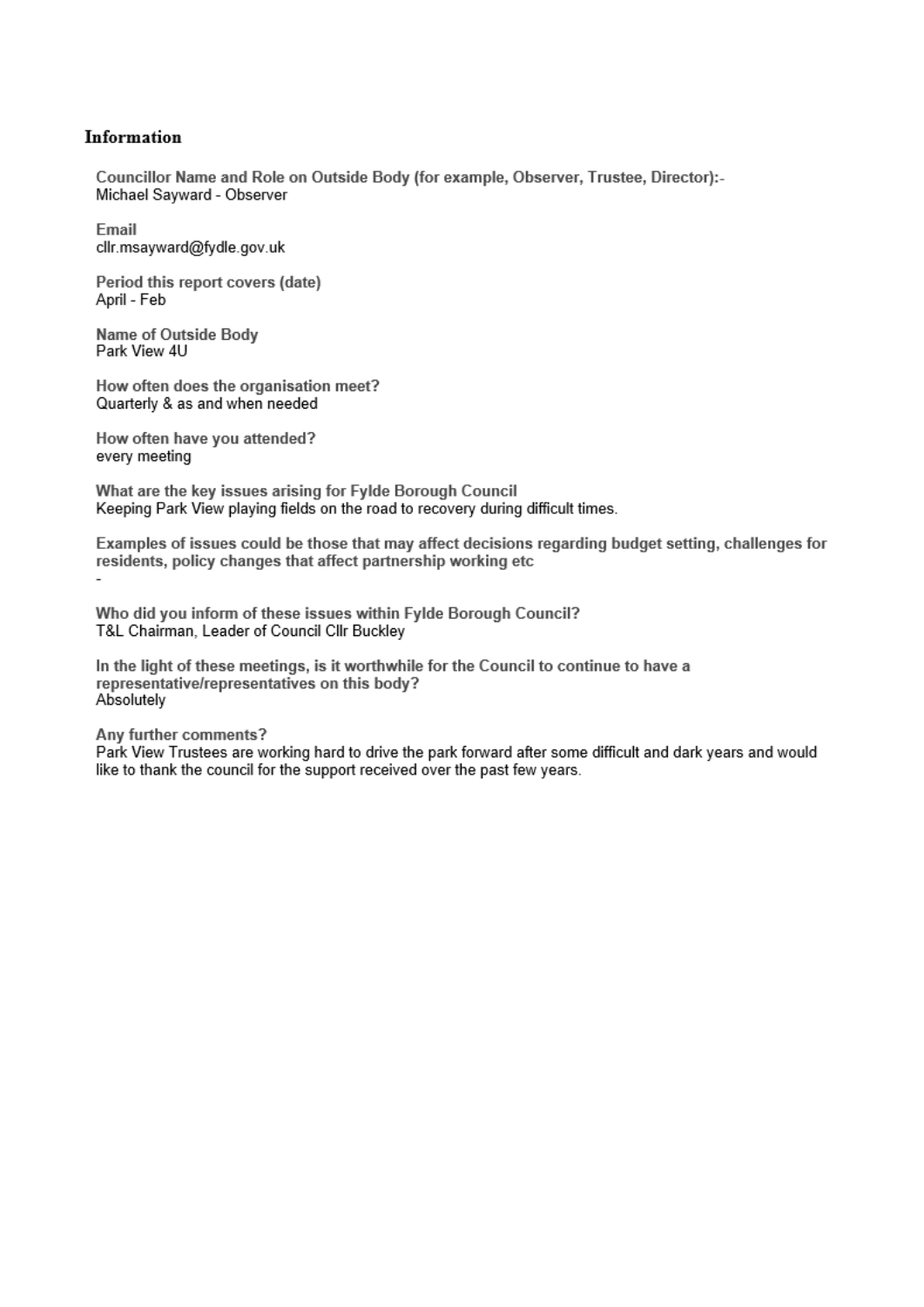## Information

**Councillor Name and Role on Outside Body (for example, Observer, Trustee, Director):-**
Michael Sayward - Observer

**Email**
cllr.msayward@fydle.gov.uk

**Period this report covers (date)**
April - Feb

**Name of Outside Body**
Park View 4U

**How often does the organisation meet?**
Quarterly & as and when needed

**How often have you attended?**
every meeting

**What are the key issues arising for Fylde Borough Council**
Keeping Park View playing fields on the road to recovery during difficult times.

**Examples of issues could be those that may affect decisions regarding budget setting, challenges for residents, policy changes that affect partnership working etc**
-

**Who did you inform of these issues within Fylde Borough Council?**
T&L Chairman, Leader of Council Cllr Buckley

**In the light of these meetings, is it worthwhile for the Council to continue to have a representative/representatives on this body?**
Absolutely

**Any further comments?**
Park View Trustees are working hard to drive the park forward after some difficult and dark years and would like to thank the council for the support received over the past few years.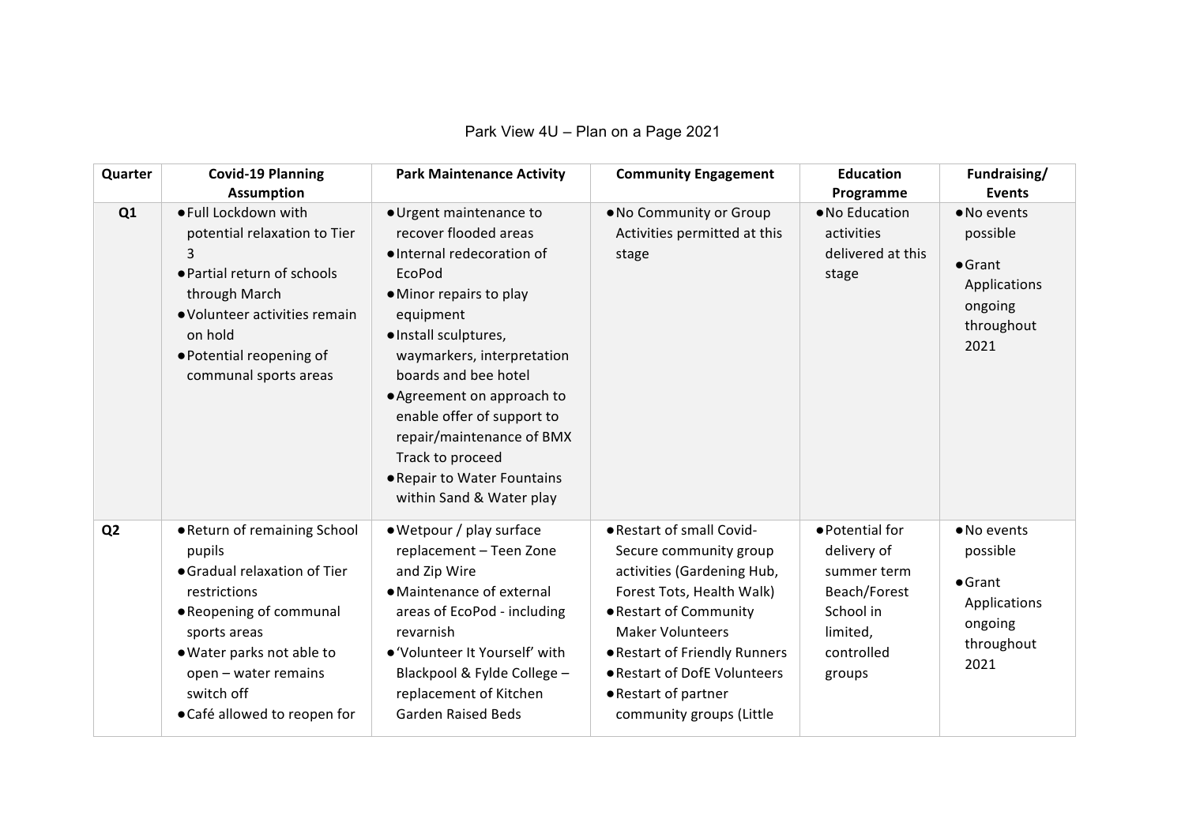Park View 4U – Plan on a Page 2021

| Quarter | Covid-19 Planning Assumption | Park Maintenance Activity | Community Engagement | Education Programme | Fundraising/ Events |
|---|---|---|---|---|---|
| Q1 | • Full Lockdown with potential relaxation to Tier 3<br>• Partial return of schools through March<br>• Volunteer activities remain on hold<br>• Potential reopening of communal sports areas | • Urgent maintenance to recover flooded areas<br>• Internal redecoration of EcoPod<br>• Minor repairs to play equipment<br>• Install sculptures, waymarkers, interpretation boards and bee hotel<br>• Agreement on approach to enable offer of support to repair/maintenance of BMX Track to proceed<br>• Repair to Water Fountains within Sand & Water play | • No Community or Group Activities permitted at this stage | • No Education activities delivered at this stage | • No events possible<br>• Grant Applications ongoing throughout 2021 |
| Q2 | • Return of remaining School pupils<br>• Gradual relaxation of Tier restrictions<br>• Reopening of communal sports areas<br>• Water parks not able to open – water remains switch off<br>• Café allowed to reopen for | • Wetpour / play surface replacement – Teen Zone and Zip Wire<br>• Maintenance of external areas of EcoPod - including revarnish<br>• 'Volunteer It Yourself' with Blackpool & Fylde College – replacement of Kitchen Garden Raised Beds | • Restart of small Covid-Secure community group activities (Gardening Hub, Forest Tots, Health Walk)<br>• Restart of Community Maker Volunteers<br>• Restart of Friendly Runners<br>• Restart of DofE Volunteers<br>• Restart of partner community groups (Little | • Potential for delivery of summer term Beach/Forest School in limited, controlled groups | • No events possible<br>• Grant Applications ongoing throughout 2021 |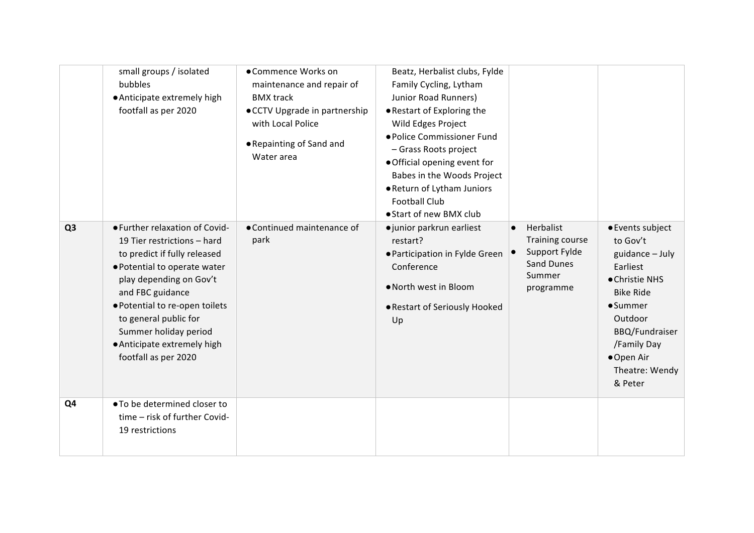| | | | | | |
|---|---|---|---|---|---|
| | small groups / isolated bubbles<br>• Anticipate extremely high footfall as per 2020 | • Commence Works on maintenance and repair of BMX track<br>• CCTV Upgrade in partnership with Local Police<br>• Repainting of Sand and Water area | Beatz, Herbalist clubs, Fylde Family Cycling, Lytham Junior Road Runners)<br>• Restart of Exploring the Wild Edges Project<br>• Police Commissioner Fund – Grass Roots project<br>• Official opening event for Babes in the Woods Project<br>• Return of Lytham Juniors Football Club<br>• Start of new BMX club | | |
| **Q3** | • Further relaxation of Covid-19 Tier restrictions – hard to predict if fully released<br>• Potential to operate water play depending on Gov't and FBC guidance<br>• Potential to re-open toilets to general public for Summer holiday period<br>• Anticipate extremely high footfall as per 2020 | • Continued maintenance of park | • junior parkrun earliest restart?<br>• Participation in Fylde Green Conference<br>• North west in Bloom<br>• Restart of Seriously Hooked Up | • Herbalist Training course<br>• Support Fylde Sand Dunes Summer programme | • Events subject to Gov't guidance – July Earliest<br>• Christie NHS Bike Ride<br>• Summer Outdoor BBQ/Fundraiser /Family Day<br>• Open Air Theatre: Wendy & Peter |
| **Q4** | • To be determined closer to time – risk of further Covid-19 restrictions | | | | |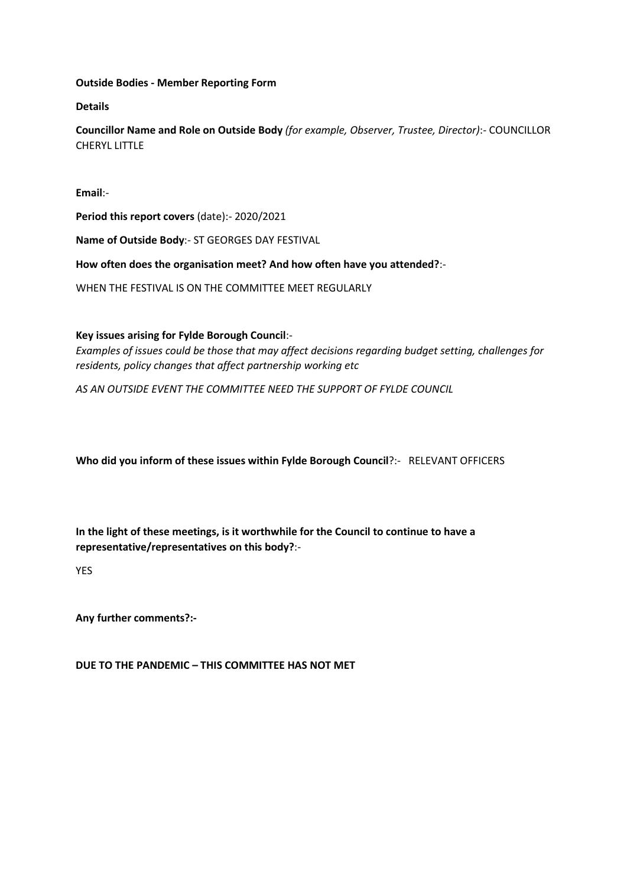**Outside Bodies - Member Reporting Form**

**Details**

**Councillor Name and Role on Outside Body** *(for example, Observer, Trustee, Director)*:- COUNCILLOR CHERYL LITTLE

**Email**:-

**Period this report covers** (date):- 2020/2021

**Name of Outside Body**:- ST GEORGES DAY FESTIVAL

**How often does the organisation meet? And how often have you attended?**:-

WHEN THE FESTIVAL IS ON THE COMMITTEE MEET REGULARLY

**Key issues arising for Fylde Borough Council**:-

*Examples of issues could be those that may affect decisions regarding budget setting, challenges for residents, policy changes that affect partnership working etc*

*AS AN OUTSIDE EVENT THE COMMITTEE NEED THE SUPPORT OF FYLDE COUNCIL*

**Who did you inform of these issues within Fylde Borough Council**?:- RELEVANT OFFICERS

**In the light of these meetings, is it worthwhile for the Council to continue to have a representative/representatives on this body?**:-

YES

**Any further comments?:-**

**DUE TO THE PANDEMIC – THIS COMMITTEE HAS NOT MET**